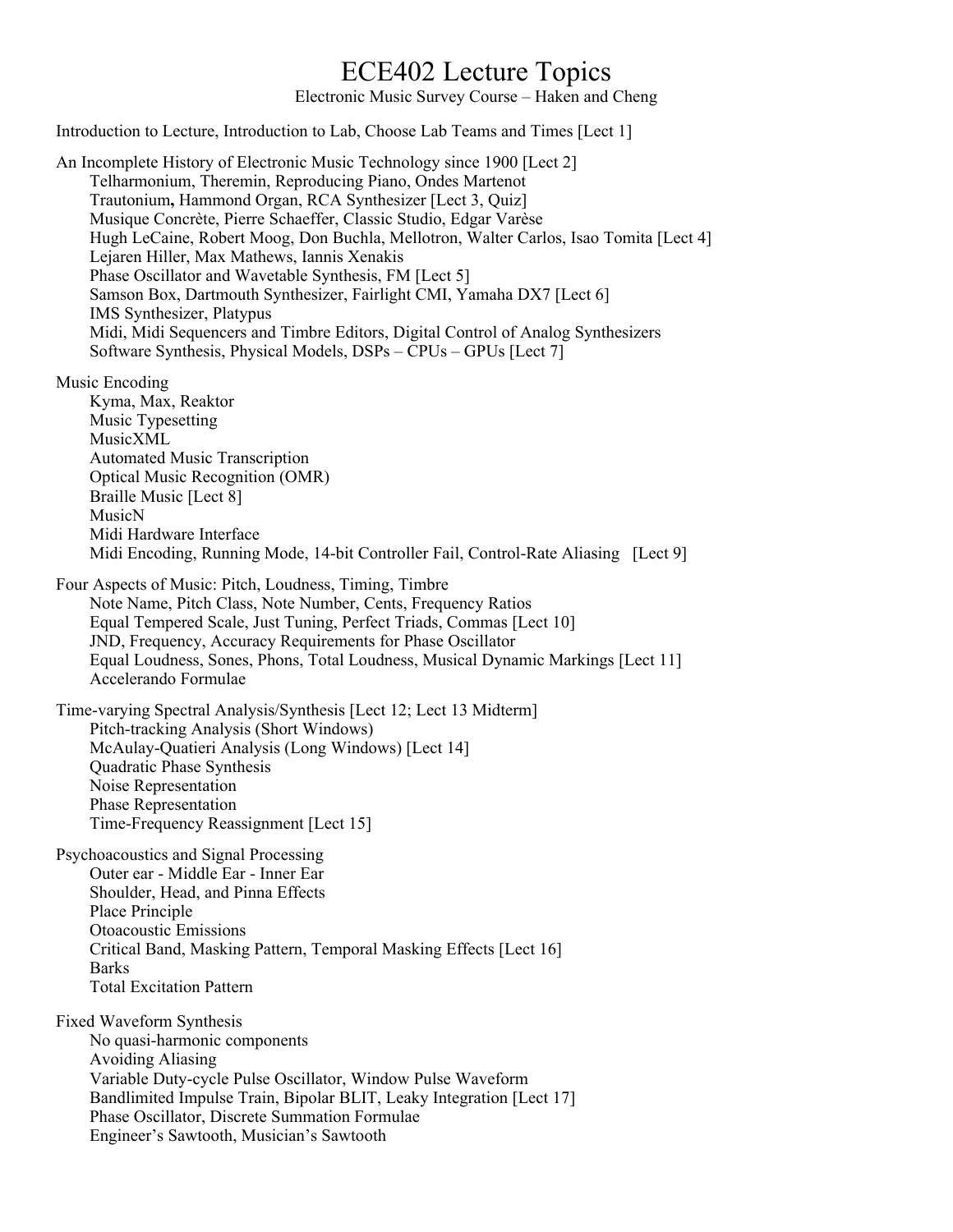# ECE402 Lecture Topics

Electronic Music Survey Course – Haken and Cheng

Introduction to Lecture, Introduction to Lab, Choose Lab Teams and Times [Lect 1]

An Incomplete History of Electronic Music Technology since 1900 [Lect 2]
- Telharmonium, Theremin, Reproducing Piano, Ondes Martenot
- Trautonium**,** Hammond Organ, RCA Synthesizer [Lect 3, Quiz]
- Musique Concrète, Pierre Schaeffer, Classic Studio, Edgar Varèse
- Hugh LeCaine, Robert Moog, Don Buchla, Mellotron, Walter Carlos, Isao Tomita [Lect 4]
- Lejaren Hiller, Max Mathews, Iannis Xenakis
- Phase Oscillator and Wavetable Synthesis, FM [Lect 5]
- Samson Box, Dartmouth Synthesizer, Fairlight CMI, Yamaha DX7 [Lect 6]
- IMS Synthesizer, Platypus
- Midi, Midi Sequencers and Timbre Editors, Digital Control of Analog Synthesizers
- Software Synthesis, Physical Models, DSPs – CPUs – GPUs [Lect 7]

Music Encoding
- Kyma, Max, Reaktor
- Music Typesetting
- MusicXML
- Automated Music Transcription
- Optical Music Recognition (OMR)
- Braille Music [Lect 8]
- MusicN
- Midi Hardware Interface
- Midi Encoding, Running Mode, 14-bit Controller Fail, Control-Rate Aliasing [Lect 9]

Four Aspects of Music: Pitch, Loudness, Timing, Timbre
- Note Name, Pitch Class, Note Number, Cents, Frequency Ratios
- Equal Tempered Scale, Just Tuning, Perfect Triads, Commas [Lect 10]
- JND, Frequency, Accuracy Requirements for Phase Oscillator
- Equal Loudness, Sones, Phons, Total Loudness, Musical Dynamic Markings [Lect 11]
- Accelerando Formulae

Time-varying Spectral Analysis/Synthesis [Lect 12; Lect 13 Midterm]
- Pitch-tracking Analysis (Short Windows)
- McAulay-Quatieri Analysis (Long Windows) [Lect 14]
- Quadratic Phase Synthesis
- Noise Representation
- Phase Representation
- Time-Frequency Reassignment [Lect 15]

Psychoacoustics and Signal Processing
- Outer ear - Middle Ear - Inner Ear
- Shoulder, Head, and Pinna Effects
- Place Principle
- Otoacoustic Emissions
- Critical Band, Masking Pattern, Temporal Masking Effects [Lect 16]
- Barks
- Total Excitation Pattern

Fixed Waveform Synthesis
- No quasi-harmonic components
- Avoiding Aliasing
- Variable Duty-cycle Pulse Oscillator, Window Pulse Waveform
- Bandlimited Impulse Train, Bipolar BLIT, Leaky Integration [Lect 17]
- Phase Oscillator, Discrete Summation Formulae
- Engineer's Sawtooth, Musician's Sawtooth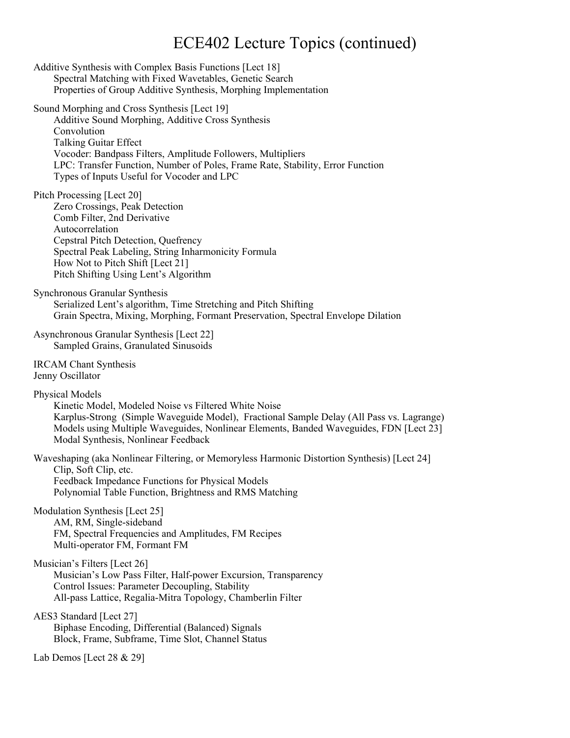# ECE402 Lecture Topics (continued)

Additive Synthesis with Complex Basis Functions [Lect 18]
- Spectral Matching with Fixed Wavetables, Genetic Search
- Properties of Group Additive Synthesis, Morphing Implementation

Sound Morphing and Cross Synthesis [Lect 19]
- Additive Sound Morphing, Additive Cross Synthesis
- Convolution
- Talking Guitar Effect
- Vocoder: Bandpass Filters, Amplitude Followers, Multipliers
- LPC: Transfer Function, Number of Poles, Frame Rate, Stability, Error Function
- Types of Inputs Useful for Vocoder and LPC

Pitch Processing [Lect 20]
- Zero Crossings, Peak Detection
- Comb Filter, 2nd Derivative
- Autocorrelation
- Cepstral Pitch Detection, Quefrency
- Spectral Peak Labeling, String Inharmonicity Formula
- How Not to Pitch Shift [Lect 21]
- Pitch Shifting Using Lent's Algorithm

Synchronous Granular Synthesis
- Serialized Lent's algorithm, Time Stretching and Pitch Shifting
- Grain Spectra, Mixing, Morphing, Formant Preservation, Spectral Envelope Dilation

Asynchronous Granular Synthesis [Lect 22]
- Sampled Grains, Granulated Sinusoids

IRCAM Chant Synthesis

Jenny Oscillator

Physical Models
- Kinetic Model, Modeled Noise vs Filtered White Noise
- Karplus-Strong (Simple Waveguide Model), Fractional Sample Delay (All Pass vs. Lagrange)
- Models using Multiple Waveguides, Nonlinear Elements, Banded Waveguides, FDN [Lect 23]
- Modal Synthesis, Nonlinear Feedback

Waveshaping (aka Nonlinear Filtering, or Memoryless Harmonic Distortion Synthesis) [Lect 24]
- Clip, Soft Clip, etc.
- Feedback Impedance Functions for Physical Models
- Polynomial Table Function, Brightness and RMS Matching

Modulation Synthesis [Lect 25]
- AM, RM, Single-sideband
- FM, Spectral Frequencies and Amplitudes, FM Recipes
- Multi-operator FM, Formant FM

Musician's Filters [Lect 26]
- Musician's Low Pass Filter, Half-power Excursion, Transparency
- Control Issues: Parameter Decoupling, Stability
- All-pass Lattice, Regalia-Mitra Topology, Chamberlin Filter

AES3 Standard [Lect 27]
- Biphase Encoding, Differential (Balanced) Signals
- Block, Frame, Subframe, Time Slot, Channel Status

Lab Demos [Lect 28 & 29]